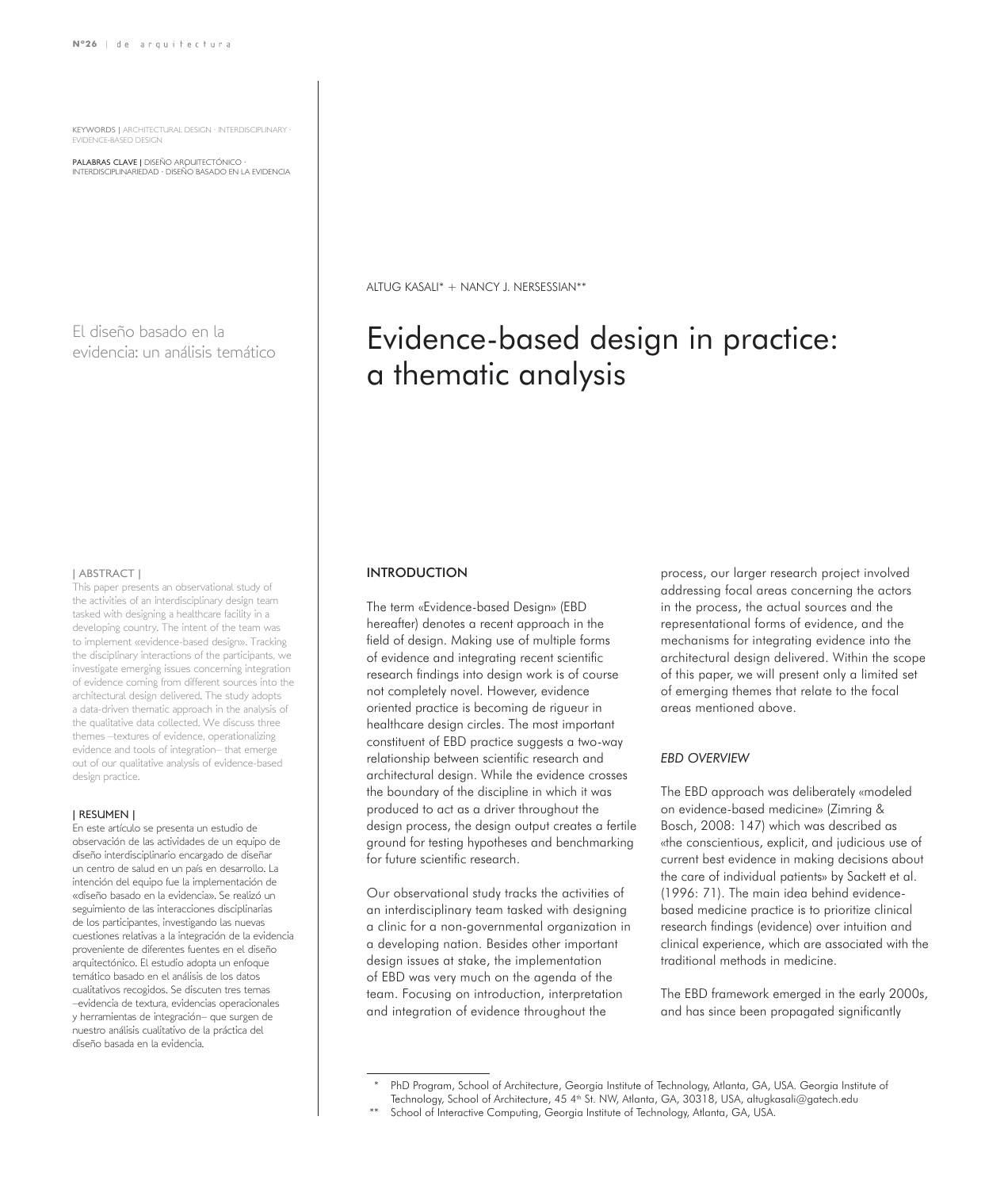KEYWORDS | ARCHITECTURAL DESIGN · INTERDISCIPLINARY · EVIDENCE-BASED DESIGN

PALABRAS CLAVE | DISEÑO ARQUITECTÓNICO · INTERDISCIPLINARIEDAD · DISEÑO BASADO EN LA EVIDENCIA

ALTUG KASALI* + NANCY J. NERSESSIAN**

# Evidence-based design in practice: a thematic analysis

## El diseño basado en la evidencia: un análisis temático

| ABSTRACT |

This paper presents an observational study of the activities of an interdisciplinary design team tasked with designing a healthcare facility in a developing country. The intent of the team was to implement «evidence-based design». Tracking the disciplinary interactions of the participants, we investigate emerging issues concerning integration of evidence coming from different sources into the architectural design delivered. The study adopts a data-driven thematic approach in the analysis of the qualitative data collected. We discuss three themes –textures of evidence, operationalizing evidence and tools of integration– that emerge out of our qualitative analysis of evidence-based design practice.

| RESUMEN |

En este artículo se presenta un estudio de observación de las actividades de un equipo de diseño interdisciplinario encargado de diseñar un centro de salud en un país en desarrollo. La intención del equipo fue la implementación de «diseño basado en la evidencia». Se realizó un seguimiento de las interacciones disciplinarias de los participantes, investigando las nuevas cuestiones relativas a la integración de la evidencia proveniente de diferentes fuentes en el diseño arquitectónico. El estudio adopta un enfoque temático basado en el análisis de los datos cualitativos recogidos. Se discuten tres temas –evidencia de textura, evidencias operacionales y herramientas de integración– que surgen de nuestro análisis cualitativo de la práctica del diseño basada en la evidencia.

## INTRODUCTION

The term «Evidence-based Design» (EBD hereafter) denotes a recent approach in the field of design. Making use of multiple forms of evidence and integrating recent scientific research findings into design work is of course not completely novel. However, evidence oriented practice is becoming de rigueur in healthcare design circles. The most important constituent of EBD practice suggests a two-way relationship between scientific research and architectural design. While the evidence crosses the boundary of the discipline in which it was produced to act as a driver throughout the design process, the design output creates a fertile ground for testing hypotheses and benchmarking for future scientific research.

Our observational study tracks the activities of an interdisciplinary team tasked with designing a clinic for a non-governmental organization in a developing nation. Besides other important design issues at stake, the implementation of EBD was very much on the agenda of the team. Focusing on introduction, interpretation and integration of evidence throughout the process, our larger research project involved addressing focal areas concerning the actors in the process, the actual sources and the representational forms of evidence, and the mechanisms for integrating evidence into the architectural design delivered. Within the scope of this paper, we will present only a limited set of emerging themes that relate to the focal areas mentioned above.

### *EBD OVERVIEW*

The EBD approach was deliberately «modeled on evidence-based medicine» (Zimring & Bosch, 2008: 147) which was described as «the conscientious, explicit, and judicious use of current best evidence in making decisions about the care of individual patients» by Sackett et al. (1996: 71). The main idea behind evidence-based medicine practice is to prioritize clinical research findings (evidence) over intuition and clinical experience, which are associated with the traditional methods in medicine.

The EBD framework emerged in the early 2000s, and has since been propagated significantly

---

\* PhD Program, School of Architecture, Georgia Institute of Technology, Atlanta, GA, USA. Georgia Institute of Technology, School of Architecture, 45 4th St. NW, Atlanta, GA, 30318, USA, altugkasali@gatech.edu

\*\* School of Interactive Computing, Georgia Institute of Technology, Atlanta, GA, USA.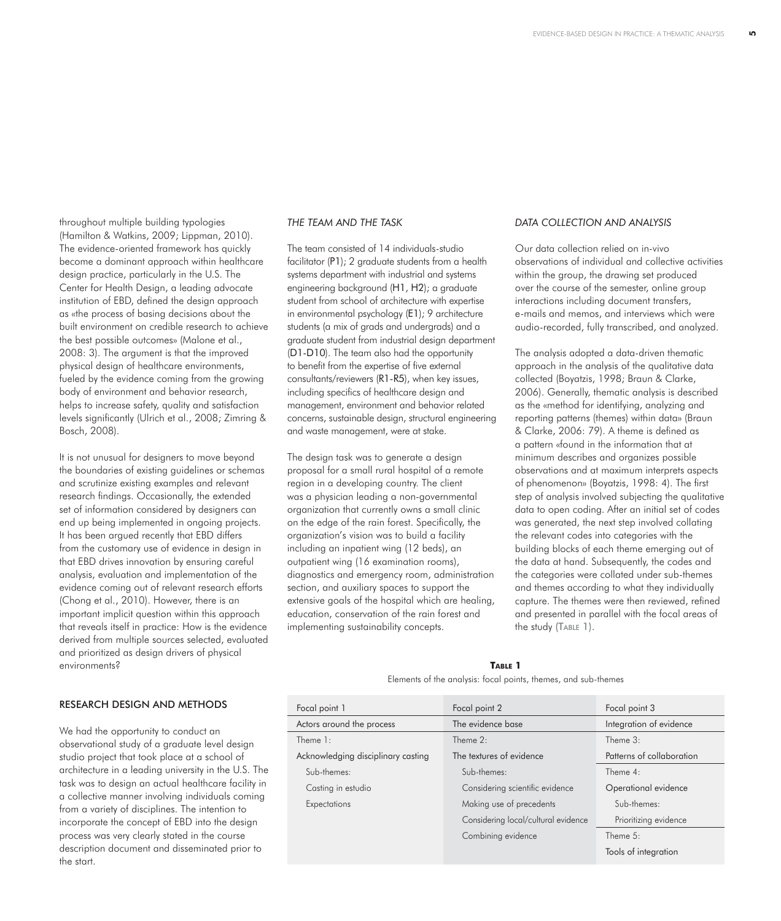throughout multiple building typologies (Hamilton & Watkins, 2009; Lippman, 2010). The evidence-oriented framework has quickly become a dominant approach within healthcare design practice, particularly in the U.S. The Center for Health Design, a leading advocate institution of EBD, defined the design approach as «the process of basing decisions about the built environment on credible research to achieve the best possible outcomes» (Malone et al., 2008: 3). The argument is that the improved physical design of healthcare environments, fueled by the evidence coming from the growing body of environment and behavior research, helps to increase safety, quality and satisfaction levels significantly (Ulrich et al., 2008; Zimring & Bosch, 2008).

It is not unusual for designers to move beyond the boundaries of existing guidelines or schemas and scrutinize existing examples and relevant research findings. Occasionally, the extended set of information considered by designers can end up being implemented in ongoing projects. It has been argued recently that EBD differs from the customary use of evidence in design in that EBD drives innovation by ensuring careful analysis, evaluation and implementation of the evidence coming out of relevant research efforts (Chong et al., 2010). However, there is an important implicit question within this approach that reveals itself in practice: How is the evidence derived from multiple sources selected, evaluated and prioritized as design drivers of physical environments?

## RESEARCH DESIGN AND METHODS

We had the opportunity to conduct an observational study of a graduate level design studio project that took place at a school of architecture in a leading university in the U.S. The task was to design an actual healthcare facility in a collective manner involving individuals coming from a variety of disciplines. The intention to incorporate the concept of EBD into the design process was very clearly stated in the course description document and disseminated prior to the start.

### *THE TEAM AND THE TASK*

The team consisted of 14 individuals-studio facilitator (P1); 2 graduate students from a health systems department with industrial and systems engineering background (H1, H2); a graduate student from school of architecture with expertise in environmental psychology (E1); 9 architecture students (a mix of grads and undergrads) and a graduate student from industrial design department (D1-D10). The team also had the opportunity to benefit from the expertise of five external consultants/reviewers (R1-R5), when key issues, including specifics of healthcare design and management, environment and behavior related concerns, sustainable design, structural engineering and waste management, were at stake.

The design task was to generate a design proposal for a small rural hospital of a remote region in a developing country. The client was a physician leading a non-governmental organization that currently owns a small clinic on the edge of the rain forest. Specifically, the organization's vision was to build a facility including an inpatient wing (12 beds), an outpatient wing (16 examination rooms), diagnostics and emergency room, administration section, and auxiliary spaces to support the extensive goals of the hospital which are healing, education, conservation of the rain forest and implementing sustainability concepts.

### *DATA COLLECTION AND ANALYSIS*

Our data collection relied on in-vivo observations of individual and collective activities within the group, the drawing set produced over the course of the semester, online group interactions including document transfers, e-mails and memos, and interviews which were audio-recorded, fully transcribed, and analyzed.

The analysis adopted a data-driven thematic approach in the analysis of the qualitative data collected (Boyatzis, 1998; Braun & Clarke, 2006). Generally, thematic analysis is described as the «method for identifying, analyzing and reporting patterns (themes) within data» (Braun & Clarke, 2006: 79). A theme is defined as a pattern «found in the information that at minimum describes and organizes possible observations and at maximum interprets aspects of phenomenon» (Boyatzis, 1998: 4). The first step of analysis involved subjecting the qualitative data to open coding. After an initial set of codes was generated, the next step involved collating the relevant codes into categories with the building blocks of each theme emerging out of the data at hand. Subsequently, the codes and the categories were collated under sub-themes and themes according to what they individually capture. The themes were then reviewed, refined and presented in parallel with the focal areas of the study (Table 1).

**Table 1**

Elements of the analysis: focal points, themes, and sub-themes

| Focal point 1 | Focal point 2 | Focal point 3 |
|---|---|---|
| Actors around the process | The evidence base | Integration of evidence |
| Theme 1: | Theme 2: | Theme 3: |
| Acknowledging disciplinary casting | The textures of evidence | Patterns of collaboration |
| Sub-themes: | Sub-themes: | Theme 4: |
| Casting in estudio | Considering scientific evidence | Operational evidence |
| Expectations | Making use of precedents | Sub-themes: |
| | Considering local/cultural evidence | Prioritizing evidence |
| | Combining evidence | Theme 5: |
| | | Tools of integration |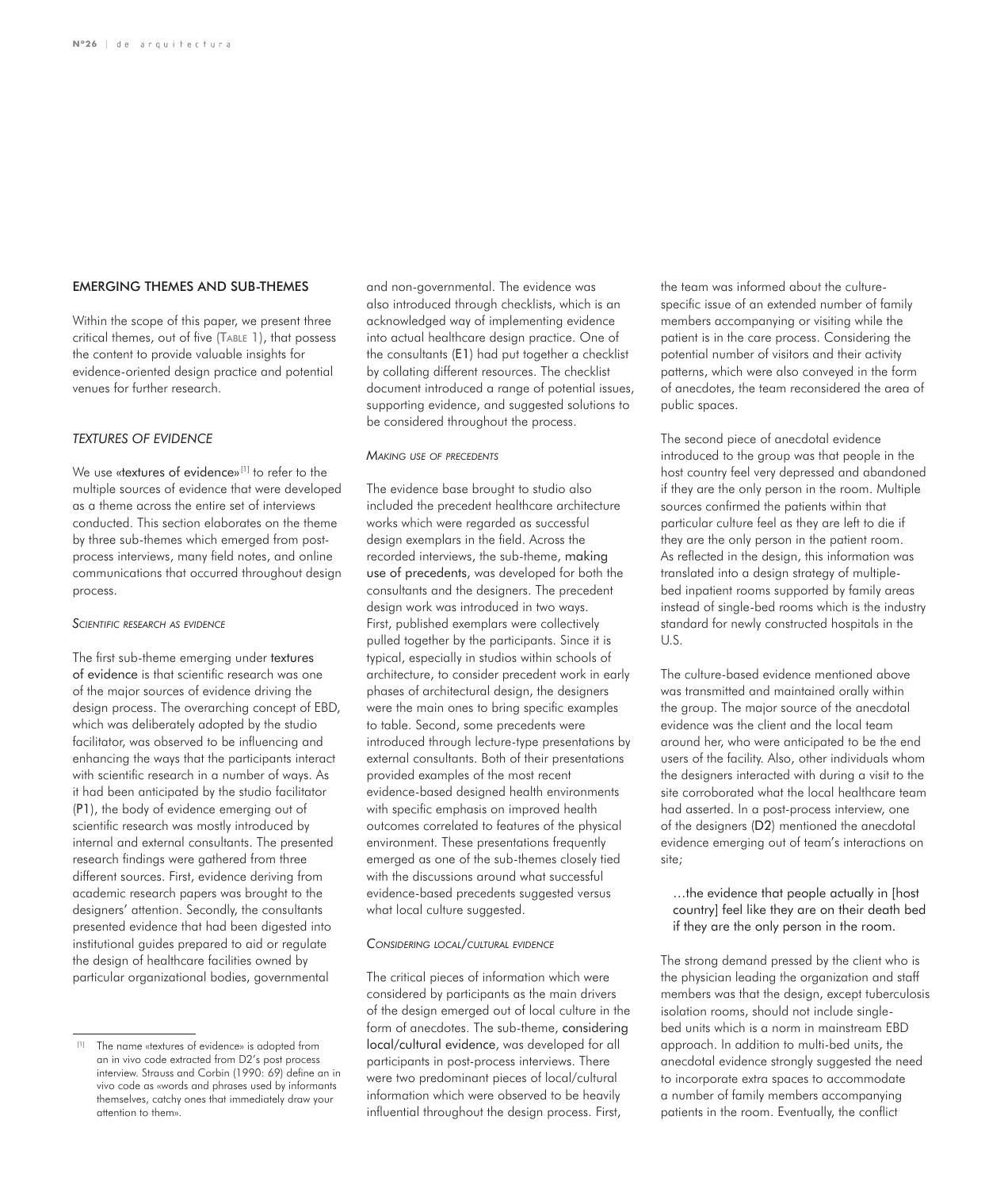## EMERGING THEMES AND SUB-THEMES

Within the scope of this paper, we present three critical themes, out of five (Table 1), that possess the content to provide valuable insights for evidence-oriented design practice and potential venues for further research.

### *TEXTURES OF EVIDENCE*

We use «textures of evidence»[1] to refer to the multiple sources of evidence that were developed as a theme across the entire set of interviews conducted. This section elaborates on the theme by three sub-themes which emerged from post-process interviews, many field notes, and online communications that occurred throughout design process.

#### *Scientific research as evidence*

The first sub-theme emerging under textures of evidence is that scientific research was one of the major sources of evidence driving the design process. The overarching concept of EBD, which was deliberately adopted by the studio facilitator, was observed to be influencing and enhancing the ways that the participants interact with scientific research in a number of ways. As it had been anticipated by the studio facilitator (P1), the body of evidence emerging out of scientific research was mostly introduced by internal and external consultants. The presented research findings were gathered from three different sources. First, evidence deriving from academic research papers was brought to the designers' attention. Secondly, the consultants presented evidence that had been digested into institutional guides prepared to aid or regulate the design of healthcare facilities owned by particular organizational bodies, governmental and non-governmental. The evidence was also introduced through checklists, which is an acknowledged way of implementing evidence into actual healthcare design practice. One of the consultants (E1) had put together a checklist by collating different resources. The checklist document introduced a range of potential issues, supporting evidence, and suggested solutions to be considered throughout the process.

#### *Making use of precedents*

The evidence base brought to studio also included the precedent healthcare architecture works which were regarded as successful design exemplars in the field. Across the recorded interviews, the sub-theme, making use of precedents, was developed for both the consultants and the designers. The precedent design work was introduced in two ways. First, published exemplars were collectively pulled together by the participants. Since it is typical, especially in studios within schools of architecture, to consider precedent work in early phases of architectural design, the designers were the main ones to bring specific examples to table. Second, some precedents were introduced through lecture-type presentations by external consultants. Both of their presentations provided examples of the most recent evidence-based designed health environments with specific emphasis on improved health outcomes correlated to features of the physical environment. These presentations frequently emerged as one of the sub-themes closely tied with the discussions around what successful evidence-based precedents suggested versus what local culture suggested.

#### *Considering local/cultural evidence*

The critical pieces of information which were considered by participants as the main drivers of the design emerged out of local culture in the form of anecdotes. The sub-theme, considering local/cultural evidence, was developed for all participants in post-process interviews. There were two predominant pieces of local/cultural information which were observed to be heavily influential throughout the design process. First, the team was informed about the culture-specific issue of an extended number of family members accompanying or visiting while the patient is in the care process. Considering the potential number of visitors and their activity patterns, which were also conveyed in the form of anecdotes, the team reconsidered the area of public spaces.

The second piece of anecdotal evidence introduced to the group was that people in the host country feel very depressed and abandoned if they are the only person in the room. Multiple sources confirmed the patients within that particular culture feel as they are left to die if they are the only person in the patient room. As reflected in the design, this information was translated into a design strategy of multiple-bed inpatient rooms supported by family areas instead of single-bed rooms which is the industry standard for newly constructed hospitals in the U.S.

The culture-based evidence mentioned above was transmitted and maintained orally within the group. The major source of the anecdotal evidence was the client and the local team around her, who were anticipated to be the end users of the facility. Also, other individuals whom the designers interacted with during a visit to the site corroborated what the local healthcare team had asserted. In a post-process interview, one of the designers (D2) mentioned the anecdotal evidence emerging out of team's interactions on site;

> …the evidence that people actually in [host country] feel like they are on their death bed if they are the only person in the room.

The strong demand pressed by the client who is the physician leading the organization and staff members was that the design, except tuberculosis isolation rooms, should not include single-bed units which is a norm in mainstream EBD approach. In addition to multi-bed units, the anecdotal evidence strongly suggested the need to incorporate extra spaces to accommodate a number of family members accompanying patients in the room. Eventually, the conflict

---

[1] The name «textures of evidence» is adopted from an in vivo code extracted from D2's post process interview. Strauss and Corbin (1990: 69) define an in vivo code as «words and phrases used by informants themselves, catchy ones that immediately draw your attention to them».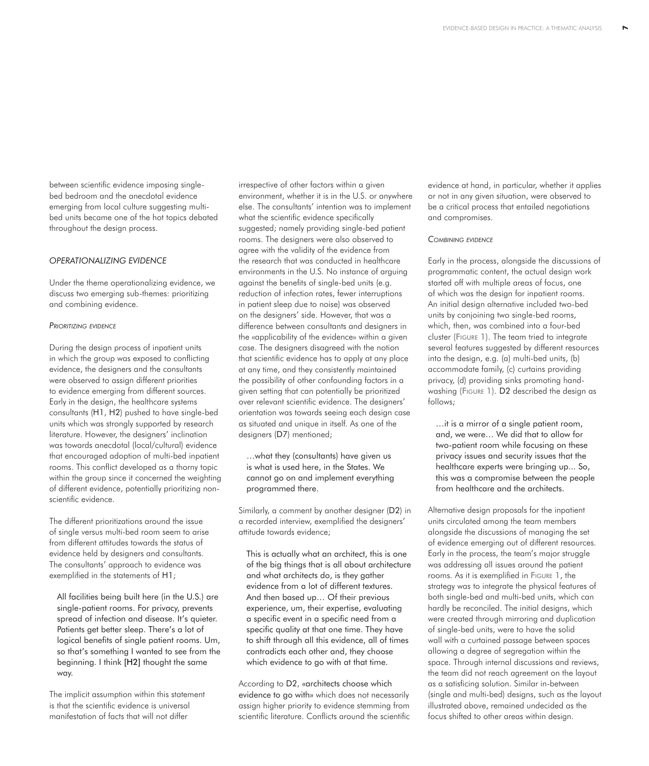between scientific evidence imposing single-bed bedroom and the anecdotal evidence emerging from local culture suggesting multi-bed units became one of the hot topics debated throughout the design process.

## OPERATIONALIZING EVIDENCE

Under the theme operationalizing evidence, we discuss two emerging sub-themes: prioritizing and combining evidence.

### *Prioritizing evidence*

During the design process of inpatient units in which the group was exposed to conflicting evidence, the designers and the consultants were observed to assign different priorities to evidence emerging from different sources. Early in the design, the healthcare systems consultants (H1, H2) pushed to have single-bed units which was strongly supported by research literature. However, the designers' inclination was towards anecdotal (local/cultural) evidence that encouraged adoption of multi-bed inpatient rooms. This conflict developed as a thorny topic within the group since it concerned the weighting of different evidence, potentially prioritizing non-scientific evidence.

The different prioritizations around the issue of single versus multi-bed room seem to arise from different attitudes towards the status of evidence held by designers and consultants. The consultants' approach to evidence was exemplified in the statements of H1;

> All facilities being built here (in the U.S.) are single-patient rooms. For privacy, prevents spread of infection and disease. It's quieter. Patients get better sleep. There's a lot of logical benefits of single patient rooms. Um, so that's something I wanted to see from the beginning. I think [H2] thought the same way.

The implicit assumption within this statement is that the scientific evidence is universal manifestation of facts that will not differ irrespective of other factors within a given environment, whether it is in the U.S. or anywhere else. The consultants' intention was to implement what the scientific evidence specifically suggested; namely providing single-bed patient rooms. The designers were also observed to agree with the validity of the evidence from the research that was conducted in healthcare environments in the U.S. No instance of arguing against the benefits of single-bed units (e.g. reduction of infection rates, fewer interruptions in patient sleep due to noise) was observed on the designers' side. However, that was a difference between consultants and designers in the «applicability of the evidence» within a given case. The designers disagreed with the notion that scientific evidence has to apply at any place at any time, and they consistently maintained the possibility of other confounding factors in a given setting that can potentially be prioritized over relevant scientific evidence. The designers' orientation was towards seeing each design case as situated and unique in itself. As one of the designers (D7) mentioned;

> …what they (consultants) have given us is what is used here, in the States. We cannot go on and implement everything programmed there.

Similarly, a comment by another designer (D2) in a recorded interview, exemplified the designers' attitude towards evidence;

> This is actually what an architect, this is one of the big things that is all about architecture and what architects do, is they gather evidence from a lot of different textures. And then based up… Of their previous experience, um, their expertise, evaluating a specific event in a specific need from a specific quality at that one time. They have to shift through all this evidence, all of times contradicts each other and, they choose which evidence to go with at that time.

According to D2, «architects choose which evidence to go with» which does not necessarily assign higher priority to evidence stemming from scientific literature. Conflicts around the scientific evidence at hand, in particular, whether it applies or not in any given situation, were observed to be a critical process that entailed negotiations and compromises.

### *Combining evidence*

Early in the process, alongside the discussions of programmatic content, the actual design work started off with multiple areas of focus, one of which was the design for inpatient rooms. An initial design alternative included two-bed units by conjoining two single-bed rooms, which, then, was combined into a four-bed cluster (Figure 1). The team tried to integrate several features suggested by different resources into the design, e.g. (a) multi-bed units, (b) accommodate family, (c) curtains providing privacy, (d) providing sinks promoting hand-washing (Figure 1). D2 described the design as follows;

> …it is a mirror of a single patient room, and, we were… We did that to allow for two-patient room while focusing on these privacy issues and security issues that the healthcare experts were bringing up... So, this was a compromise between the people from healthcare and the architects.

Alternative design proposals for the inpatient units circulated among the team members alongside the discussions of managing the set of evidence emerging out of different resources. Early in the process, the team's major struggle was addressing all issues around the patient rooms. As it is exemplified in Figure 1, the strategy was to integrate the physical features of both single-bed and multi-bed units, which can hardly be reconciled. The initial designs, which were created through mirroring and duplication of single-bed units, were to have the solid wall with a curtained passage between spaces allowing a degree of segregation within the space. Through internal discussions and reviews, the team did not reach agreement on the layout as a satisficing solution. Similar in-between (single and multi-bed) designs, such as the layout illustrated above, remained undecided as the focus shifted to other areas within design.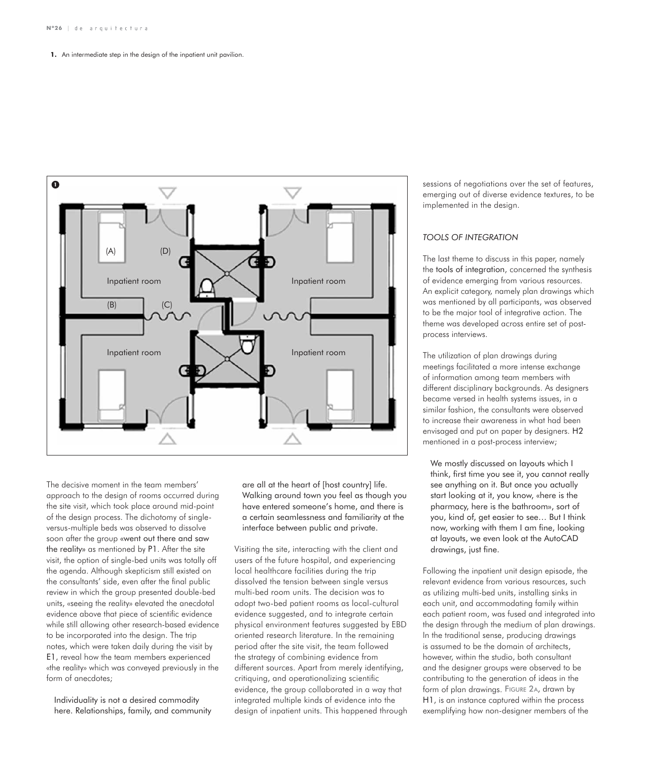**1.** An intermediate step in the design of the inpatient unit pavilion.

(A)
(D)
Inpatient room
Inpatient room
(B)
(C)
Inpatient room
Inpatient room

The decisive moment in the team members' approach to the design of rooms occurred during the site visit, which took place around mid-point of the design process. The dichotomy of single-versus-multiple beds was observed to dissolve soon after the group «went out there and saw the reality» as mentioned by P1. After the site visit, the option of single-bed units was totally off the agenda. Although skepticism still existed on the consultants' side, even after the final public review in which the group presented double-bed units, «seeing the reality» elevated the anecdotal evidence above that piece of scientific evidence while still allowing other research-based evidence to be incorporated into the design. The trip notes, which were taken daily during the visit by E1, reveal how the team members experienced «the reality» which was conveyed previously in the form of anecdotes;

> Individuality is not a desired commodity here. Relationships, family, and community are all at the heart of [host country] life. Walking around town you feel as though you have entered someone's home, and there is a certain seamlessness and familiarity at the interface between public and private.

Visiting the site, interacting with the client and users of the future hospital, and experiencing local healthcare facilities during the trip dissolved the tension between single versus multi-bed room units. The decision was to adopt two-bed patient rooms as local-cultural evidence suggested, and to integrate certain physical environment features suggested by EBD oriented research literature. In the remaining period after the site visit, the team followed the strategy of combining evidence from different sources. Apart from merely identifying, critiquing, and operationalizing scientific evidence, the group collaborated in a way that integrated multiple kinds of evidence into the design of inpatient units. This happened through sessions of negotiations over the set of features, emerging out of diverse evidence textures, to be implemented in the design.

### *TOOLS OF INTEGRATION*

The last theme to discuss in this paper, namely the tools of integration, concerned the synthesis of evidence emerging from various resources. An explicit category, namely plan drawings which was mentioned by all participants, was observed to be the major tool of integrative action. The theme was developed across entire set of post-process interviews.

The utilization of plan drawings during meetings facilitated a more intense exchange of information among team members with different disciplinary backgrounds. As designers became versed in health systems issues, in a similar fashion, the consultants were observed to increase their awareness in what had been envisaged and put on paper by designers. H2 mentioned in a post-process interview;

> We mostly discussed on layouts which I think, first time you see it, you cannot really see anything on it. But once you actually start looking at it, you know, «here is the pharmacy, here is the bathroom», sort of you, kind of, get easier to see… But I think now, working with them I am fine, looking at layouts, we even look at the AutoCAD drawings, just fine.

Following the inpatient unit design episode, the relevant evidence from various resources, such as utilizing multi-bed units, installing sinks in each unit, and accommodating family within each patient room, was fused and integrated into the design through the medium of plan drawings. In the traditional sense, producing drawings is assumed to be the domain of architects, however, within the studio, both consultant and the designer groups were observed to be contributing to the generation of ideas in the form of plan drawings. Figure 2a, drawn by H1, is an instance captured within the process exemplifying how non-designer members of the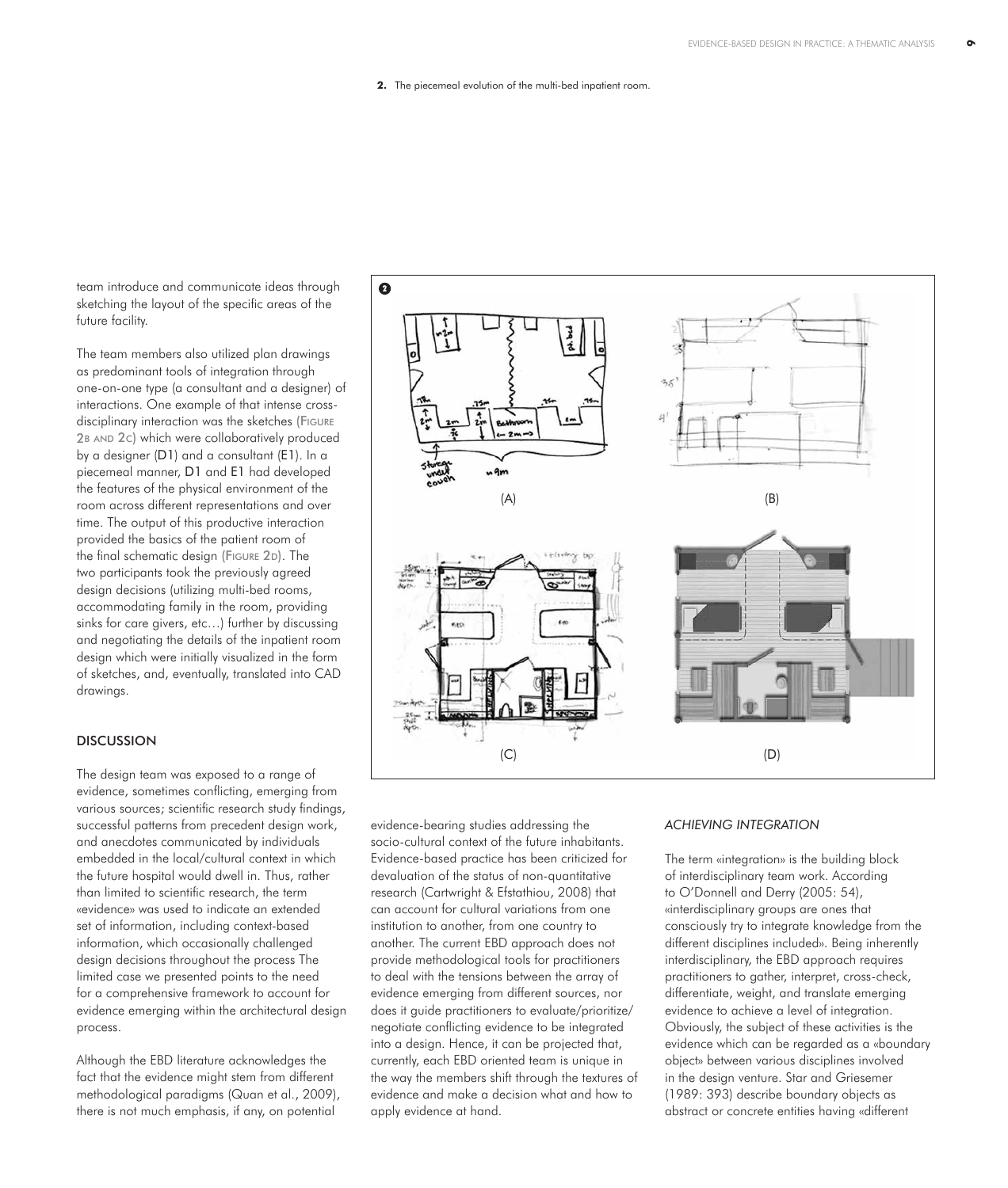**2.** The piecemeal evolution of the multi-bed inpatient room.

team introduce and communicate ideas through sketching the layout of the specific areas of the future facility.

The team members also utilized plan drawings as predominant tools of integration through one-on-one type (a consultant and a designer) of interactions. One example of that intense cross-disciplinary interaction was the sketches (FIGURE 2B AND 2C) which were collaboratively produced by a designer (D1) and a consultant (E1). In a piecemeal manner, D1 and E1 had developed the features of the physical environment of the room across different representations and over time. The output of this productive interaction provided the basics of the patient room of the final schematic design (FIGURE 2D). The two participants took the previously agreed design decisions (utilizing multi-bed rooms, accommodating family in the room, providing sinks for care givers, etc…) further by discussing and negotiating the details of the inpatient room design which were initially visualized in the form of sketches, and, eventually, translated into CAD drawings.

(A)

(B)

(C)

(D)

## DISCUSSION

The design team was exposed to a range of evidence, sometimes conflicting, emerging from various sources; scientific research study findings, successful patterns from precedent design work, and anecdotes communicated by individuals embedded in the local/cultural context in which the future hospital would dwell in. Thus, rather than limited to scientific research, the term «evidence» was used to indicate an extended set of information, including context-based information, which occasionally challenged design decisions throughout the process The limited case we presented points to the need for a comprehensive framework to account for evidence emerging within the architectural design process.

Although the EBD literature acknowledges the fact that the evidence might stem from different methodological paradigms (Quan et al., 2009), there is not much emphasis, if any, on potential evidence-bearing studies addressing the socio-cultural context of the future inhabitants. Evidence-based practice has been criticized for devaluation of the status of non-quantitative research (Cartwright & Efstathiou, 2008) that can account for cultural variations from one institution to another, from one country to another. The current EBD approach does not provide methodological tools for practitioners to deal with the tensions between the array of evidence emerging from different sources, nor does it guide practitioners to evaluate/prioritize/negotiate conflicting evidence to be integrated into a design. Hence, it can be projected that, currently, each EBD oriented team is unique in the way the members shift through the textures of evidence and make a decision what and how to apply evidence at hand.

### *ACHIEVING INTEGRATION*

The term «integration» is the building block of interdisciplinary team work. According to O'Donnell and Derry (2005: 54), «interdisciplinary groups are ones that consciously try to integrate knowledge from the different disciplines included». Being inherently interdisciplinary, the EBD approach requires practitioners to gather, interpret, cross-check, differentiate, weight, and translate emerging evidence to achieve a level of integration. Obviously, the subject of these activities is the evidence which can be regarded as a «boundary object» between various disciplines involved in the design venture. Star and Griesemer (1989: 393) describe boundary objects as abstract or concrete entities having «different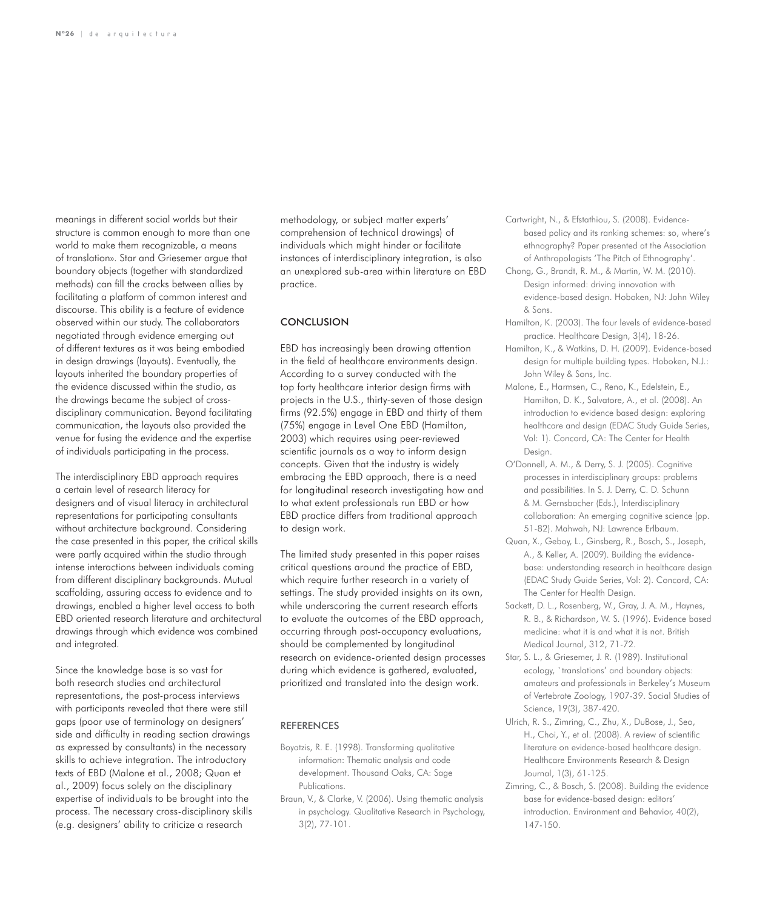meanings in different social worlds but their structure is common enough to more than one world to make them recognizable, a means of translation». Star and Griesemer argue that boundary objects (together with standardized methods) can fill the cracks between allies by facilitating a platform of common interest and discourse. This ability is a feature of evidence observed within our study. The collaborators negotiated through evidence emerging out of different textures as it was being embodied in design drawings (layouts). Eventually, the layouts inherited the boundary properties of the evidence discussed within the studio, as the drawings became the subject of cross-disciplinary communication. Beyond facilitating communication, the layouts also provided the venue for fusing the evidence and the expertise of individuals participating in the process.

The interdisciplinary EBD approach requires a certain level of research literacy for designers and of visual literacy in architectural representations for participating consultants without architecture background. Considering the case presented in this paper, the critical skills were partly acquired within the studio through intense interactions between individuals coming from different disciplinary backgrounds. Mutual scaffolding, assuring access to evidence and to drawings, enabled a higher level access to both EBD oriented research literature and architectural drawings through which evidence was combined and integrated.

Since the knowledge base is so vast for both research studies and architectural representations, the post-process interviews with participants revealed that there were still gaps (poor use of terminology on designers' side and difficulty in reading section drawings as expressed by consultants) in the necessary skills to achieve integration. The introductory texts of EBD (Malone et al., 2008; Quan et al., 2009) focus solely on the disciplinary expertise of individuals to be brought into the process. The necessary cross-disciplinary skills (e.g. designers' ability to criticize a research methodology, or subject matter experts' comprehension of technical drawings) of individuals which might hinder or facilitate instances of interdisciplinary integration, is also an unexplored sub-area within literature on EBD practice.

## CONCLUSION

EBD has increasingly been drawing attention in the field of healthcare environments design. According to a survey conducted with the top forty healthcare interior design firms with projects in the U.S., thirty-seven of those design firms (92.5%) engage in EBD and thirty of them (75%) engage in Level One EBD (Hamilton, 2003) which requires using peer-reviewed scientific journals as a way to inform design concepts. Given that the industry is widely embracing the EBD approach, there is a need for longitudinal research investigating how and to what extent professionals run EBD or how EBD practice differs from traditional approach to design work.

The limited study presented in this paper raises critical questions around the practice of EBD, which require further research in a variety of settings. The study provided insights on its own, while underscoring the current research efforts to evaluate the outcomes of the EBD approach, occurring through post-occupancy evaluations, should be complemented by longitudinal research on evidence-oriented design processes during which evidence is gathered, evaluated, prioritized and translated into the design work.

## REFERENCES

Boyatzis, R. E. (1998). Transforming qualitative information: Thematic analysis and code development. Thousand Oaks, CA: Sage Publications.

Braun, V., & Clarke, V. (2006). Using thematic analysis in psychology. Qualitative Research in Psychology, 3(2), 77-101.

Cartwright, N., & Efstathiou, S. (2008). Evidence-based policy and its ranking schemes: so, where's ethnography? Paper presented at the Association of Anthropologists 'The Pitch of Ethnography'.

Chong, G., Brandt, R. M., & Martin, W. M. (2010). Design informed: driving innovation with evidence-based design. Hoboken, NJ: John Wiley & Sons.

Hamilton, K. (2003). The four levels of evidence-based practice. Healthcare Design, 3(4), 18-26.

Hamilton, K., & Watkins, D. H. (2009). Evidence-based design for multiple building types. Hoboken, N.J.: John Wiley & Sons, Inc.

Malone, E., Harmsen, C., Reno, K., Edelstein, E., Hamilton, D. K., Salvatore, A., et al. (2008). An introduction to evidence based design: exploring healthcare and design (EDAC Study Guide Series, Vol: 1). Concord, CA: The Center for Health Design.

O'Donnell, A. M., & Derry, S. J. (2005). Cognitive processes in interdisciplinary groups: problems and possibilities. In S. J. Derry, C. D. Schunn & M. Gernsbacher (Eds.), Interdisciplinary collaboration: An emerging cognitive science (pp. 51-82). Mahwah, NJ: Lawrence Erlbaum.

Quan, X., Geboy, L., Ginsberg, R., Bosch, S., Joseph, A., & Keller, A. (2009). Building the evidence-base: understanding research in healthcare design (EDAC Study Guide Series, Vol: 2). Concord, CA: The Center for Health Design.

Sackett, D. L., Rosenberg, W., Gray, J. A. M., Haynes, R. B., & Richardson, W. S. (1996). Evidence based medicine: what it is and what it is not. British Medical Journal, 312, 71-72.

Star, S. L., & Griesemer, J. R. (1989). Institutional ecology, `translations' and boundary objects: amateurs and professionals in Berkeley's Museum of Vertebrate Zoology, 1907-39. Social Studies of Science, 19(3), 387-420.

Ulrich, R. S., Zimring, C., Zhu, X., DuBose, J., Seo, H., Choi, Y., et al. (2008). A review of scientific literature on evidence-based healthcare design. Healthcare Environments Research & Design Journal, 1(3), 61-125.

Zimring, C., & Bosch, S. (2008). Building the evidence base for evidence-based design: editors' introduction. Environment and Behavior, 40(2), 147-150.